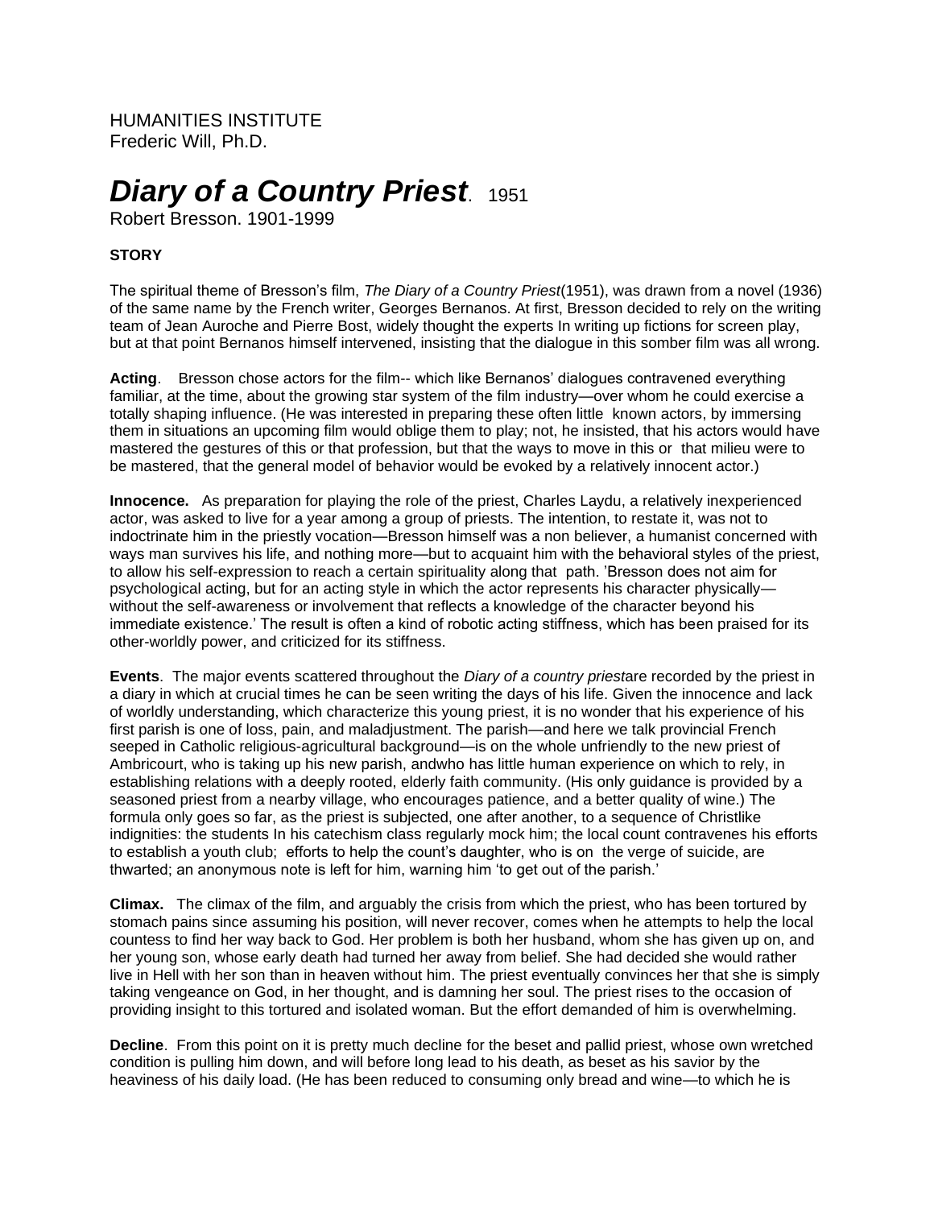HUMANITIES INSTITUTE
Frederic Will, Ph.D.

# *Diary of a Country Priest*. 1951

Robert Bresson. 1901-1999

### STORY

The spiritual theme of Bresson's film, *The Diary of a Country Priest*(1951), was drawn from a novel (1936) of the same name by the French writer, Georges Bernanos. At first, Bresson decided to rely on the writing team of Jean Auroche and Pierre Bost, widely thought the experts In writing up fictions for screen play, but at that point Bernanos himself intervened, insisting that the dialogue in this somber film was all wrong.

**Acting**. Bresson chose actors for the film-- which like Bernanos' dialogues contravened everything familiar, at the time, about the growing star system of the film industry—over whom he could exercise a totally shaping influence. (He was interested in preparing these often little known actors, by immersing them in situations an upcoming film would oblige them to play; not, he insisted, that his actors would have mastered the gestures of this or that profession, but that the ways to move in this or that milieu were to be mastered, that the general model of behavior would be evoked by a relatively innocent actor.)

**Innocence.** As preparation for playing the role of the priest, Charles Laydu, a relatively inexperienced actor, was asked to live for a year among a group of priests. The intention, to restate it, was not to indoctrinate him in the priestly vocation—Bresson himself was a non believer, a humanist concerned with ways man survives his life, and nothing more—but to acquaint him with the behavioral styles of the priest, to allow his self-expression to reach a certain spirituality along that path. 'Bresson does not aim for psychological acting, but for an acting style in which the actor represents his character physically—without the self-awareness or involvement that reflects a knowledge of the character beyond his immediate existence.' The result is often a kind of robotic acting stiffness, which has been praised for its other-worldly power, and criticized for its stiffness.

**Events**. The major events scattered throughout the *Diary of a country priest*are recorded by the priest in a diary in which at crucial times he can be seen writing the days of his life. Given the innocence and lack of worldly understanding, which characterize this young priest, it is no wonder that his experience of his first parish is one of loss, pain, and maladjustment. The parish—and here we talk provincial French seeped in Catholic religious-agricultural background—is on the whole unfriendly to the new priest of Ambricourt, who is taking up his new parish, andwho has little human experience on which to rely, in establishing relations with a deeply rooted, elderly faith community. (His only guidance is provided by a seasoned priest from a nearby village, who encourages patience, and a better quality of wine.) The formula only goes so far, as the priest is subjected, one after another, to a sequence of Christlike indignities: the students In his catechism class regularly mock him; the local count contravenes his efforts to establish a youth club; efforts to help the count's daughter, who is on the verge of suicide, are thwarted; an anonymous note is left for him, warning him 'to get out of the parish.'

**Climax.** The climax of the film, and arguably the crisis from which the priest, who has been tortured by stomach pains since assuming his position, will never recover, comes when he attempts to help the local countess to find her way back to God. Her problem is both her husband, whom she has given up on, and her young son, whose early death had turned her away from belief. She had decided she would rather live in Hell with her son than in heaven without him. The priest eventually convinces her that she is simply taking vengeance on God, in her thought, and is damning her soul. The priest rises to the occasion of providing insight to this tortured and isolated woman. But the effort demanded of him is overwhelming.

**Decline**. From this point on it is pretty much decline for the beset and pallid priest, whose own wretched condition is pulling him down, and will before long lead to his death, as beset as his savior by the heaviness of his daily load. (He has been reduced to consuming only bread and wine—to which he is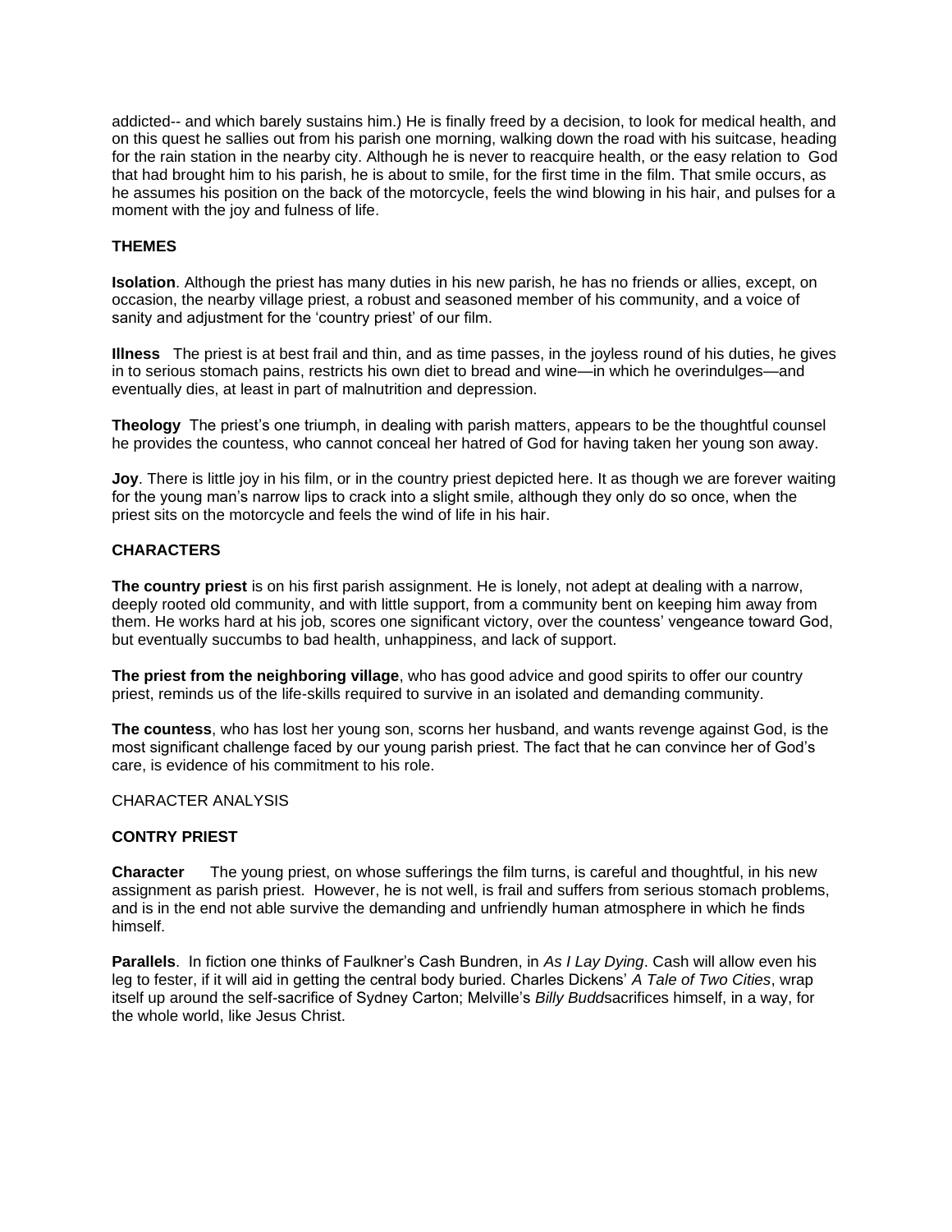addicted-- and which barely sustains him.) He is finally freed by a decision, to look for medical health, and on this quest he sallies out from his parish one morning, walking down the road with his suitcase, heading for the rain station in the nearby city. Although he is never to reacquire health, or the easy relation to God that had brought him to his parish, he is about to smile, for the first time in the film. That smile occurs, as he assumes his position on the back of the motorcycle, feels the wind blowing in his hair, and pulses for a moment with the joy and fulness of life.

**THEMES**

**Isolation**. Although the priest has many duties in his new parish, he has no friends or allies, except, on occasion, the nearby village priest, a robust and seasoned member of his community, and a voice of sanity and adjustment for the 'country priest' of our film.

**Illness** The priest is at best frail and thin, and as time passes, in the joyless round of his duties, he gives in to serious stomach pains, restricts his own diet to bread and wine—in which he overindulges—and eventually dies, at least in part of malnutrition and depression.

**Theology** The priest's one triumph, in dealing with parish matters, appears to be the thoughtful counsel he provides the countess, who cannot conceal her hatred of God for having taken her young son away.

**Joy**. There is little joy in his film, or in the country priest depicted here. It as though we are forever waiting for the young man's narrow lips to crack into a slight smile, although they only do so once, when the priest sits on the motorcycle and feels the wind of life in his hair.

**CHARACTERS**

**The country priest** is on his first parish assignment. He is lonely, not adept at dealing with a narrow, deeply rooted old community, and with little support, from a community bent on keeping him away from them. He works hard at his job, scores one significant victory, over the countess' vengeance toward God, but eventually succumbs to bad health, unhappiness, and lack of support.

**The priest from the neighboring village**, who has good advice and good spirits to offer our country priest, reminds us of the life-skills required to survive in an isolated and demanding community.

**The countess**, who has lost her young son, scorns her husband, and wants revenge against God, is the most significant challenge faced by our young parish priest. The fact that he can convince her of God's care, is evidence of his commitment to his role.

CHARACTER ANALYSIS

**CONTRY PRIEST**

**Character** The young priest, on whose sufferings the film turns, is careful and thoughtful, in his new assignment as parish priest. However, he is not well, is frail and suffers from serious stomach problems, and is in the end not able survive the demanding and unfriendly human atmosphere in which he finds himself.

**Parallels**. In fiction one thinks of Faulkner's Cash Bundren, in *As I Lay Dying*. Cash will allow even his leg to fester, if it will aid in getting the central body buried. Charles Dickens' *A Tale of Two Cities*, wrap itself up around the self-sacrifice of Sydney Carton; Melville's *Billy Budd*sacrifices himself, in a way, for the whole world, like Jesus Christ.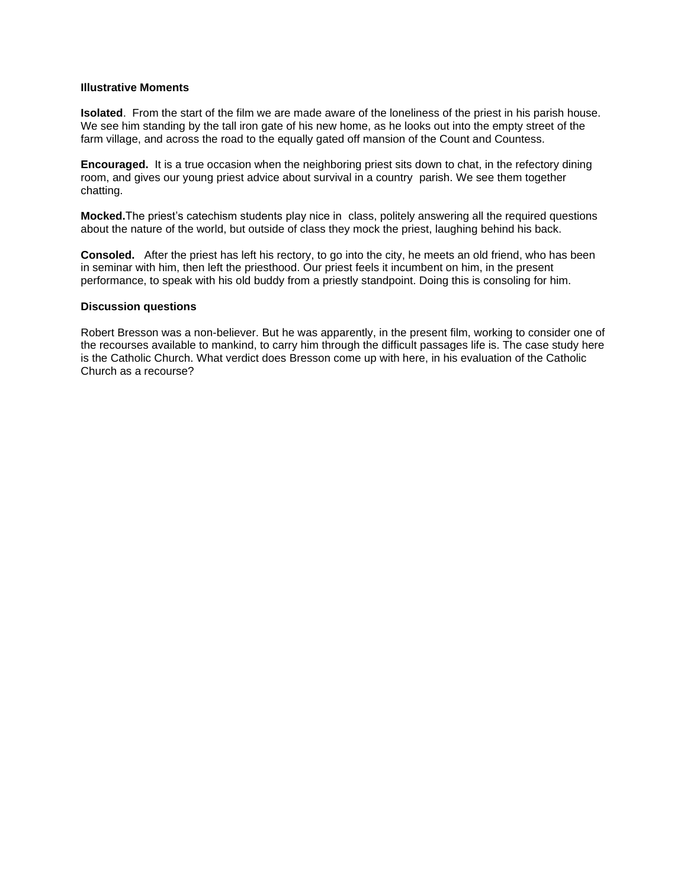**Illustrative Moments**

**Isolated**. From the start of the film we are made aware of the loneliness of the priest in his parish house. We see him standing by the tall iron gate of his new home, as he looks out into the empty street of the farm village, and across the road to the equally gated off mansion of the Count and Countess.

**Encouraged.** It is a true occasion when the neighboring priest sits down to chat, in the refectory dining room, and gives our young priest advice about survival in a country parish. We see them together chatting.

**Mocked.**The priest's catechism students play nice in class, politely answering all the required questions about the nature of the world, but outside of class they mock the priest, laughing behind his back.

**Consoled.** After the priest has left his rectory, to go into the city, he meets an old friend, who has been in seminar with him, then left the priesthood. Our priest feels it incumbent on him, in the present performance, to speak with his old buddy from a priestly standpoint. Doing this is consoling for him.

**Discussion questions**

Robert Bresson was a non-believer. But he was apparently, in the present film, working to consider one of the recourses available to mankind, to carry him through the difficult passages life is. The case study here is the Catholic Church. What verdict does Bresson come up with here, in his evaluation of the Catholic Church as a recourse?